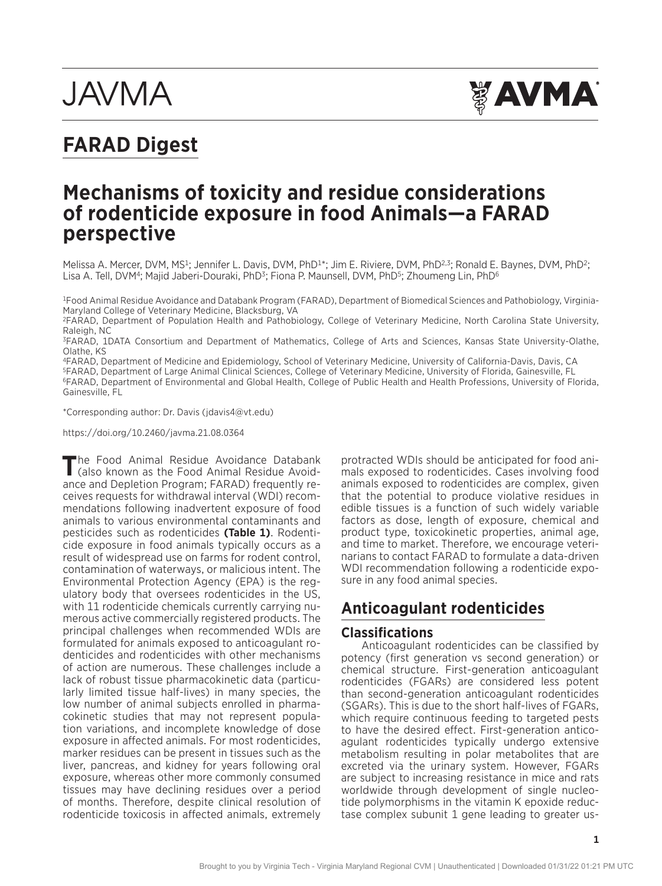# FARAD Digest

# Mechanisms of toxicity and residue considerations of rodenticide exposure in food Animals—a FARAD perspective

Melissa A. Mercer, DVM, MS[1]; Jennifer L. Davis, DVM, PhD[1*]; Jim E. Riviere, DVM, PhD[2,3]; Ronald E. Baynes, DVM, PhD[2]; Lisa A. Tell, DVM[4]; Majid Jaberi-Douraki, PhD[3]; Fiona P. Maunsell, DVM, PhD[5]; Zhoumeng Lin, PhD[6]

[1]Food Animal Residue Avoidance and Databank Program (FARAD), Department of Biomedical Sciences and Pathobiology, Virginia-Maryland College of Veterinary Medicine, Blacksburg, VA

[2]FARAD, Department of Population Health and Pathobiology, College of Veterinary Medicine, North Carolina State University, Raleigh, NC

[3]FARAD, 1DATA Consortium and Department of Mathematics, College of Arts and Sciences, Kansas State University-Olathe, Olathe, KS

[4]FARAD, Department of Medicine and Epidemiology, School of Veterinary Medicine, University of California-Davis, Davis, CA

[5]FARAD, Department of Large Animal Clinical Sciences, College of Veterinary Medicine, University of Florida, Gainesville, FL

[6]FARAD, Department of Environmental and Global Health, College of Public Health and Health Professions, University of Florida, Gainesville, FL

*Corresponding author: Dr. Davis (jdavis4@vt.edu)

https://doi.org/10.2460/javma.21.08.0364

The Food Animal Residue Avoidance Databank (also known as the Food Animal Residue Avoidance and Depletion Program; FARAD) frequently receives requests for withdrawal interval (WDI) recommendations following inadvertent exposure of food animals to various environmental contaminants and pesticides such as rodenticides **(Table 1)**. Rodenticide exposure in food animals typically occurs as a result of widespread use on farms for rodent control, contamination of waterways, or malicious intent. The Environmental Protection Agency (EPA) is the regulatory body that oversees rodenticides in the US, with 11 rodenticide chemicals currently carrying numerous active commercially registered products. The principal challenges when recommended WDIs are formulated for animals exposed to anticoagulant rodenticides and rodenticides with other mechanisms of action are numerous. These challenges include a lack of robust tissue pharmacokinetic data (particularly limited tissue half-lives) in many species, the low number of animal subjects enrolled in pharmacokinetic studies that may not represent population variations, and incomplete knowledge of dose exposure in affected animals. For most rodenticides, marker residues can be present in tissues such as the liver, pancreas, and kidney for years following oral exposure, whereas other more commonly consumed tissues may have declining residues over a period of months. Therefore, despite clinical resolution of rodenticide toxicosis in affected animals, extremely protracted WDIs should be anticipated for food animals exposed to rodenticides. Cases involving food animals exposed to rodenticides are complex, given that the potential to produce violative residues in edible tissues is a function of such widely variable factors as dose, length of exposure, chemical and product type, toxicokinetic properties, animal age, and time to market. Therefore, we encourage veterinarians to contact FARAD to formulate a data-driven WDI recommendation following a rodenticide exposure in any food animal species.

## Anticoagulant rodenticides

### Classifications

Anticoagulant rodenticides can be classified by potency (first generation vs second generation) or chemical structure. First-generation anticoagulant rodenticides (FGARs) are considered less potent than second-generation anticoagulant rodenticides (SGARs). This is due to the short half-lives of FGARs, which require continuous feeding to targeted pests to have the desired effect. First-generation anticoagulant rodenticides typically undergo extensive metabolism resulting in polar metabolites that are excreted via the urinary system. However, FGARs are subject to increasing resistance in mice and rats worldwide through development of single nucleotide polymorphisms in the vitamin K epoxide reductase complex subunit 1 gene leading to greater us-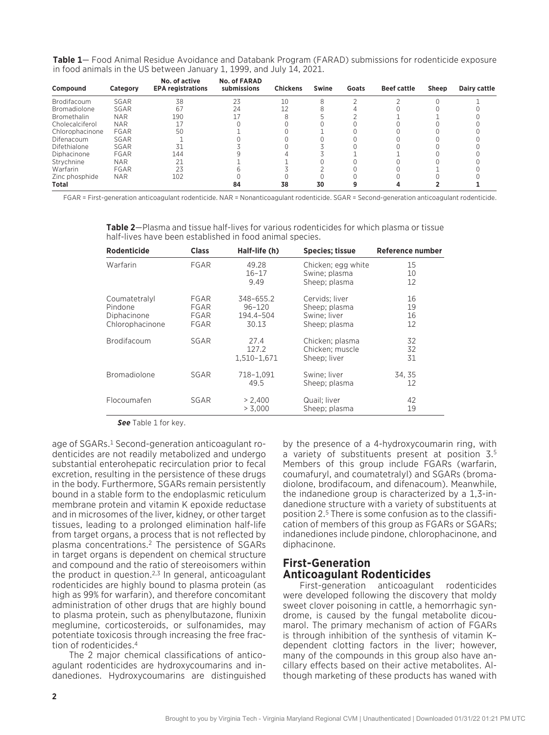**Table 1**— Food Animal Residue Avoidance and Databank Program (FARAD) submissions for rodenticide exposure in food animals in the US between January 1, 1999, and July 14, 2021.

| Compound | Category | No. of active EPA registrations | No. of FARAD submissions | Chickens | Swine | Goats | Beef cattle | Sheep | Dairy cattle |
|---|---|---|---|---|---|---|---|---|---|
| Brodifacoum | SGAR | 38 | 23 | 10 | 8 | 2 | 2 | 0 | 1 |
| Bromadiolone | SGAR | 67 | 24 | 12 | 8 | 4 | 0 | 0 | 0 |
| Bromethalin | NAR | 190 | 17 | 8 | 5 | 2 | 1 | 1 | 0 |
| Cholecalciferol | NAR | 17 | 0 | 0 | 0 | 0 | 0 | 0 | 0 |
| Chlorophacinone | FGAR | 50 | 1 | 0 | 1 | 0 | 0 | 0 | 0 |
| Difenacoum | SGAR | 1 | 0 | 0 | 0 | 0 | 0 | 0 | 0 |
| Difethialone | SGAR | 31 | 3 | 0 | 3 | 0 | 0 | 0 | 0 |
| Diphacinone | FGAR | 144 | 9 | 4 | 3 | 1 | 1 | 0 | 0 |
| Strychnine | NAR | 21 | 1 | 1 | 0 | 0 | 0 | 0 | 0 |
| Warfarin | FGAR | 23 | 6 | 3 | 2 | 0 | 0 | 1 | 0 |
| Zinc phosphide | NAR | 102 | 0 | 0 | 0 | 0 | 0 | 0 | 0 |
| **Total** | | | **84** | **38** | **30** | **9** | **4** | **2** | **1** |

FGAR = First-generation anticoagulant rodenticide. NAR = Nonanticoagulant rodenticide. SGAR = Second-generation anticoagulant rodenticide.

**Table 2**—Plasma and tissue half-lives for various rodenticides for which plasma or tissue half-lives have been established in food animal species.

| Rodenticide | Class | Half-life (h) | Species; tissue | Reference number |
|---|---|---|---|---|
| Warfarin | FGAR | 49.28 | Chicken; egg white | 15 |
| | | 16–17 | Swine; plasma | 10 |
| | | 9.49 | Sheep; plasma | 12 |
| Coumatetralyl | FGAR | 348–655.2 | Cervids; liver | 16 |
| Pindone | FGAR | 96–120 | Sheep; plasma | 19 |
| Diphacinone | FGAR | 194.4–504 | Swine; liver | 16 |
| Chlorophacinone | FGAR | 30.13 | Sheep; plasma | 12 |
| Brodifacoum | SGAR | 27.4 | Chicken; plasma | 32 |
| | | 127.2 | Chicken; muscle | 32 |
| | | 1,510–1,671 | Sheep; liver | 31 |
| Bromadiolone | SGAR | 718–1,091 | Swine; liver | 34, 35 |
| | | 49.5 | Sheep; plasma | 12 |
| Flocoumafen | SGAR | > 2,400 | Quail; liver | 42 |
| | | > 3,000 | Sheep; plasma | 19 |

***See*** Table 1 for key.

age of SGARs.[1] Second-generation anticoagulant rodenticides are not readily metabolized and undergo substantial enterohepatic recirculation prior to fecal excretion, resulting in the persistence of these drugs in the body. Furthermore, SGARs remain persistently bound in a stable form to the endoplasmic reticulum membrane protein and vitamin K epoxide reductase and in microsomes of the liver, kidney, or other target tissues, leading to a prolonged elimination half-life from target organs, a process that is not reflected by plasma concentrations.[2] The persistence of SGARs in target organs is dependent on chemical structure and compound and the ratio of stereoisomers within the product in question.[2,3] In general, anticoagulant rodenticides are highly bound to plasma protein (as high as 99% for warfarin), and therefore concomitant administration of other drugs that are highly bound to plasma protein, such as phenylbutazone, flunixin meglumine, corticosteroids, or sulfonamides, may potentiate toxicosis through increasing the free fraction of rodenticides.[4]

The 2 major chemical classifications of anticoagulant rodenticides are hydroxycoumarins and indanediones. Hydroxycoumarins are distinguished by the presence of a 4-hydroxycoumarin ring, with a variety of substituents present at position 3.[5] Members of this group include FGARs (warfarin, coumafuryl, and coumatetralyl) and SGARs (bromadiolone, brodifacoum, and difenacoum). Meanwhile, the indanedione group is characterized by a 1,3-indanedione structure with a variety of substituents at position 2.[5] There is some confusion as to the classification of members of this group as FGARs or SGARs; indanediones include pindone, chlorophacinone, and diphacinone.

## First-Generation Anticoagulant Rodenticides

First-generation anticoagulant rodenticides were developed following the discovery that moldy sweet clover poisoning in cattle, a hemorrhagic syndrome, is caused by the fungal metabolite dicoumarol. The primary mechanism of action of FGARs is through inhibition of the synthesis of vitamin K–dependent clotting factors in the liver; however, many of the compounds in this group also have ancillary effects based on their active metabolites. Although marketing of these products has waned with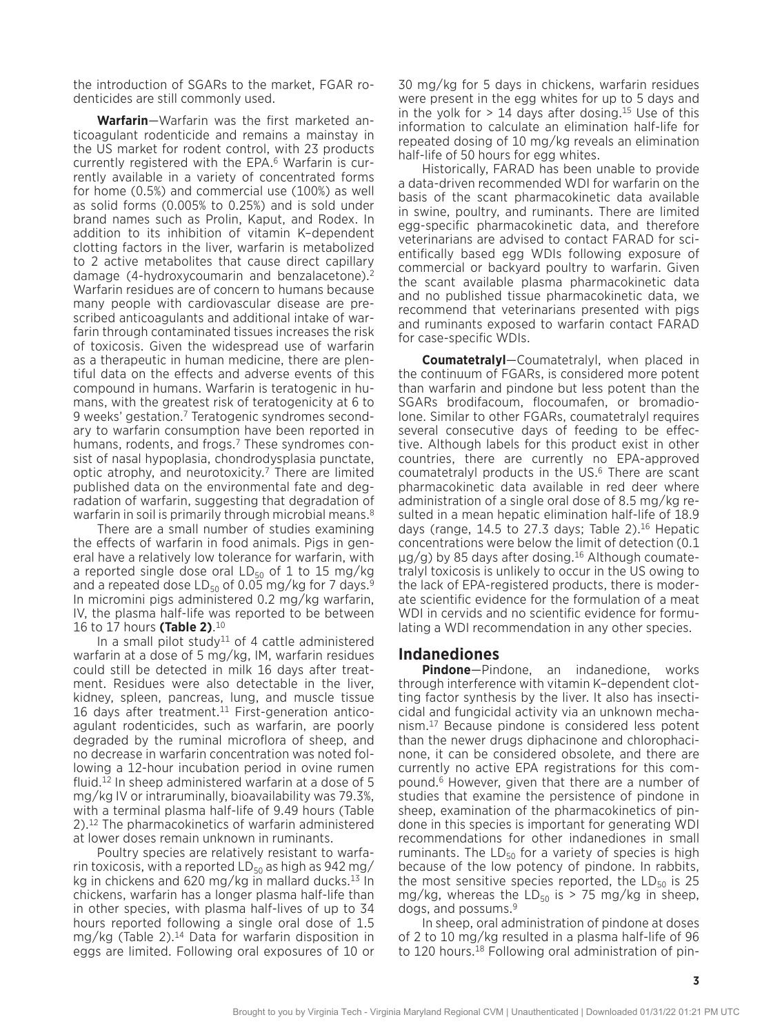the introduction of SGARs to the market, FGAR rodenticides are still commonly used.

**Warfarin**—Warfarin was the first marketed anticoagulant rodenticide and remains a mainstay in the US market for rodent control, with 23 products currently registered with the EPA.[6] Warfarin is currently available in a variety of concentrated forms for home (0.5%) and commercial use (100%) as well as solid forms (0.005% to 0.25%) and is sold under brand names such as Prolin, Kaput, and Rodex. In addition to its inhibition of vitamin K–dependent clotting factors in the liver, warfarin is metabolized to 2 active metabolites that cause direct capillary damage (4-hydroxycoumarin and benzalacetone).[2] Warfarin residues are of concern to humans because many people with cardiovascular disease are prescribed anticoagulants and additional intake of warfarin through contaminated tissues increases the risk of toxicosis. Given the widespread use of warfarin as a therapeutic in human medicine, there are plentiful data on the effects and adverse events of this compound in humans. Warfarin is teratogenic in humans, with the greatest risk of teratogenicity at 6 to 9 weeks' gestation.[7] Teratogenic syndromes secondary to warfarin consumption have been reported in humans, rodents, and frogs.[7] These syndromes consist of nasal hypoplasia, chondrodysplasia punctate, optic atrophy, and neurotoxicity.[7] There are limited published data on the environmental fate and degradation of warfarin, suggesting that degradation of warfarin in soil is primarily through microbial means.[8]

There are a small number of studies examining the effects of warfarin in food animals. Pigs in general have a relatively low tolerance for warfarin, with a reported single dose oral $LD_{50}$ of 1 to 15 mg/kg and a repeated dose $LD_{50}$ of 0.05 mg/kg for 7 days.[9] In micromini pigs administered 0.2 mg/kg warfarin, IV, the plasma half-life was reported to be between 16 to 17 hours **(Table 2)**.[10]

In a small pilot study[11] of 4 cattle administered warfarin at a dose of 5 mg/kg, IM, warfarin residues could still be detected in milk 16 days after treatment. Residues were also detectable in the liver, kidney, spleen, pancreas, lung, and muscle tissue 16 days after treatment.[11] First-generation anticoagulant rodenticides, such as warfarin, are poorly degraded by the ruminal microflora of sheep, and no decrease in warfarin concentration was noted following a 12-hour incubation period in ovine rumen fluid.[12] In sheep administered warfarin at a dose of 5 mg/kg IV or intraruminally, bioavailability was 79.3%, with a terminal plasma half-life of 9.49 hours (Table 2).[12] The pharmacokinetics of warfarin administered at lower doses remain unknown in ruminants.

Poultry species are relatively resistant to warfarin toxicosis, with a reported $LD_{50}$ as high as 942 mg/kg in chickens and 620 mg/kg in mallard ducks.[13] In chickens, warfarin has a longer plasma half-life than in other species, with plasma half-lives of up to 34 hours reported following a single oral dose of 1.5 mg/kg (Table 2).[14] Data for warfarin disposition in eggs are limited. Following oral exposures of 10 or 30 mg/kg for 5 days in chickens, warfarin residues were present in the egg whites for up to 5 days and in the yolk for > 14 days after dosing.[15] Use of this information to calculate an elimination half-life for repeated dosing of 10 mg/kg reveals an elimination half-life of 50 hours for egg whites.

Historically, FARAD has been unable to provide a data-driven recommended WDI for warfarin on the basis of the scant pharmacokinetic data available in swine, poultry, and ruminants. There are limited egg-specific pharmacokinetic data, and therefore veterinarians are advised to contact FARAD for scientifically based egg WDIs following exposure of commercial or backyard poultry to warfarin. Given the scant available plasma pharmacokinetic data and no published tissue pharmacokinetic data, we recommend that veterinarians presented with pigs and ruminants exposed to warfarin contact FARAD for case-specific WDIs.

**Coumatetralyl**—Coumatetralyl, when placed in the continuum of FGARs, is considered more potent than warfarin and pindone but less potent than the SGARs brodifacoum, flocoumafen, or bromadiolone. Similar to other FGARs, coumatetralyl requires several consecutive days of feeding to be effective. Although labels for this product exist in other countries, there are currently no EPA-approved coumatetralyl products in the US.[6] There are scant pharmacokinetic data available in red deer where administration of a single oral dose of 8.5 mg/kg resulted in a mean hepatic elimination half-life of 18.9 days (range, 14.5 to 27.3 days; Table 2).[16] Hepatic concentrations were below the limit of detection (0.1 µg/g) by 85 days after dosing.[16] Although coumatetralyl toxicosis is unlikely to occur in the US owing to the lack of EPA-registered products, there is moderate scientific evidence for the formulation of a meat WDI in cervids and no scientific evidence for formulating a WDI recommendation in any other species.

## Indanediones

**Pindone**—Pindone, an indanedione, works through interference with vitamin K–dependent clotting factor synthesis by the liver. It also has insecticidal and fungicidal activity via an unknown mechanism.[17] Because pindone is considered less potent than the newer drugs diphacinone and chlorophacinone, it can be considered obsolete, and there are currently no active EPA registrations for this compound.[6] However, given that there are a number of studies that examine the persistence of pindone in sheep, examination of the pharmacokinetics of pindone in this species is important for generating WDI recommendations for other indanediones in small ruminants. The $LD_{50}$ for a variety of species is high because of the low potency of pindone. In rabbits, the most sensitive species reported, the $LD_{50}$ is 25 mg/kg, whereas the $LD_{50}$ is > 75 mg/kg in sheep, dogs, and possums.[9]

In sheep, oral administration of pindone at doses of 2 to 10 mg/kg resulted in a plasma half-life of 96 to 120 hours.[18] Following oral administration of pin-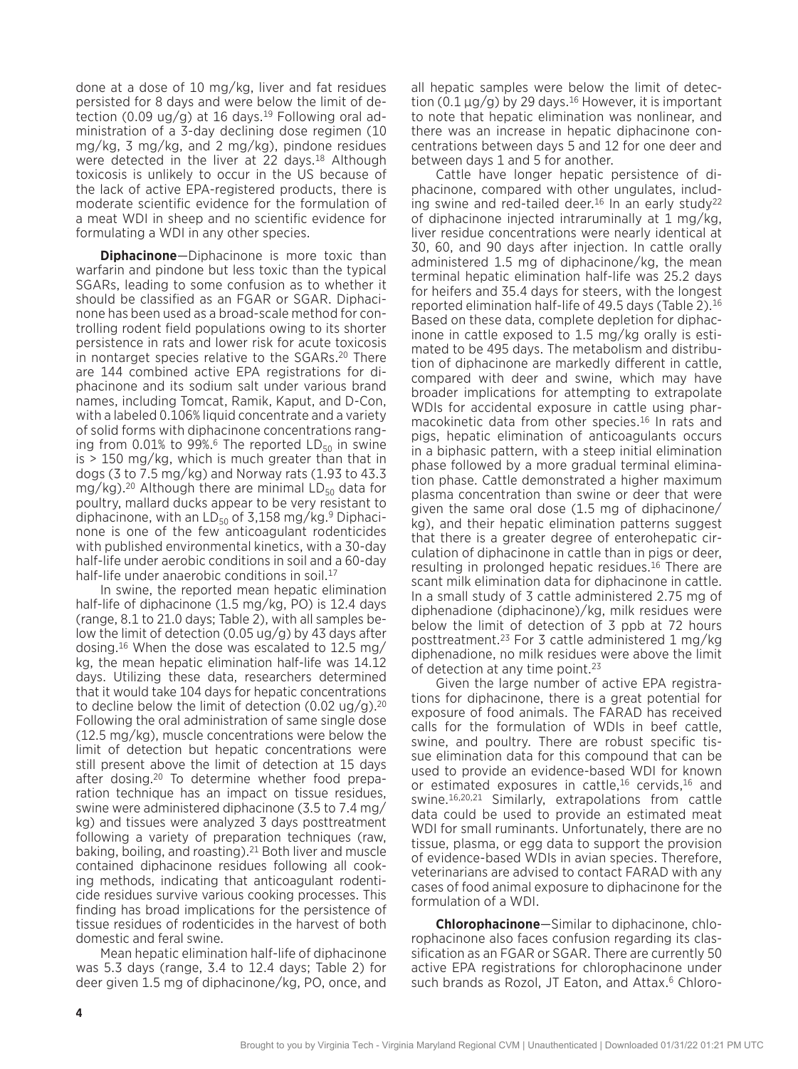done at a dose of 10 mg/kg, liver and fat residues persisted for 8 days and were below the limit of detection (0.09 ug/g) at 16 days.[19] Following oral administration of a 3-day declining dose regimen (10 mg/kg, 3 mg/kg, and 2 mg/kg), pindone residues were detected in the liver at 22 days.[18] Although toxicosis is unlikely to occur in the US because of the lack of active EPA-registered products, there is moderate scientific evidence for the formulation of a meat WDI in sheep and no scientific evidence for formulating a WDI in any other species.

**Diphacinone**—Diphacinone is more toxic than warfarin and pindone but less toxic than the typical SGARs, leading to some confusion as to whether it should be classified as an FGAR or SGAR. Diphacinone has been used as a broad-scale method for controlling rodent field populations owing to its shorter persistence in rats and lower risk for acute toxicosis in nontarget species relative to the SGARs.[20] There are 144 combined active EPA registrations for diphacinone and its sodium salt under various brand names, including Tomcat, Ramik, Kaput, and D-Con, with a labeled 0.106% liquid concentrate and a variety of solid forms with diphacinone concentrations ranging from 0.01% to 99%.[6] The reported $LD_{50}$ in swine is > 150 mg/kg, which is much greater than that in dogs (3 to 7.5 mg/kg) and Norway rats (1.93 to 43.3 mg/kg).[20] Although there are minimal $LD_{50}$ data for poultry, mallard ducks appear to be very resistant to diphacinone, with an $LD_{50}$ of 3,158 mg/kg.[9] Diphacinone is one of the few anticoagulant rodenticides with published environmental kinetics, with a 30-day half-life under aerobic conditions in soil and a 60-day half-life under anaerobic conditions in soil.[17]

In swine, the reported mean hepatic elimination half-life of diphacinone (1.5 mg/kg, PO) is 12.4 days (range, 8.1 to 21.0 days; Table 2), with all samples below the limit of detection (0.05 ug/g) by 43 days after dosing.[16] When the dose was escalated to 12.5 mg/kg, the mean hepatic elimination half-life was 14.12 days. Utilizing these data, researchers determined that it would take 104 days for hepatic concentrations to decline below the limit of detection (0.02 ug/g).[20] Following the oral administration of same single dose (12.5 mg/kg), muscle concentrations were below the limit of detection but hepatic concentrations were still present above the limit of detection at 15 days after dosing.[20] To determine whether food preparation technique has an impact on tissue residues, swine were administered diphacinone (3.5 to 7.4 mg/kg) and tissues were analyzed 3 days posttreatment following a variety of preparation techniques (raw, baking, boiling, and roasting).[21] Both liver and muscle contained diphacinone residues following all cooking methods, indicating that anticoagulant rodenticide residues survive various cooking processes. This finding has broad implications for the persistence of tissue residues of rodenticides in the harvest of both domestic and feral swine.

Mean hepatic elimination half-life of diphacinone was 5.3 days (range, 3.4 to 12.4 days; Table 2) for deer given 1.5 mg of diphacinone/kg, PO, once, and all hepatic samples were below the limit of detection (0.1 µg/g) by 29 days.[16] However, it is important to note that hepatic elimination was nonlinear, and there was an increase in hepatic diphacinone concentrations between days 5 and 12 for one deer and between days 1 and 5 for another.

Cattle have longer hepatic persistence of diphacinone, compared with other ungulates, including swine and red-tailed deer.[16] In an early study[22] of diphacinone injected intraruminally at 1 mg/kg, liver residue concentrations were nearly identical at 30, 60, and 90 days after injection. In cattle orally administered 1.5 mg of diphacinone/kg, the mean terminal hepatic elimination half-life was 25.2 days for heifers and 35.4 days for steers, with the longest reported elimination half-life of 49.5 days (Table 2).[16] Based on these data, complete depletion for diphacinone in cattle exposed to 1.5 mg/kg orally is estimated to be 495 days. The metabolism and distribution of diphacinone are markedly different in cattle, compared with deer and swine, which may have broader implications for attempting to extrapolate WDIs for accidental exposure in cattle using pharmacokinetic data from other species.[16] In rats and pigs, hepatic elimination of anticoagulants occurs in a biphasic pattern, with a steep initial elimination phase followed by a more gradual terminal elimination phase. Cattle demonstrated a higher maximum plasma concentration than swine or deer that were given the same oral dose (1.5 mg of diphacinone/kg), and their hepatic elimination patterns suggest that there is a greater degree of enterohepatic circulation of diphacinone in cattle than in pigs or deer, resulting in prolonged hepatic residues.[16] There are scant milk elimination data for diphacinone in cattle. In a small study of 3 cattle administered 2.75 mg of diphenadione (diphacinone)/kg, milk residues were below the limit of detection of 3 ppb at 72 hours posttreatment.[23] For 3 cattle administered 1 mg/kg diphenadione, no milk residues were above the limit of detection at any time point.[23]

Given the large number of active EPA registrations for diphacinone, there is a great potential for exposure of food animals. The FARAD has received calls for the formulation of WDIs in beef cattle, swine, and poultry. There are robust specific tissue elimination data for this compound that can be used to provide an evidence-based WDI for known or estimated exposures in cattle,[16] cervids,[16] and swine.[16,20,21] Similarly, extrapolations from cattle data could be used to provide an estimated meat WDI for small ruminants. Unfortunately, there are no tissue, plasma, or egg data to support the provision of evidence-based WDIs in avian species. Therefore, veterinarians are advised to contact FARAD with any cases of food animal exposure to diphacinone for the formulation of a WDI.

**Chlorophacinone**—Similar to diphacinone, chlorophacinone also faces confusion regarding its classification as an FGAR or SGAR. There are currently 50 active EPA registrations for chlorophacinone under such brands as Rozol, JT Eaton, and Attax.[6] Chloro-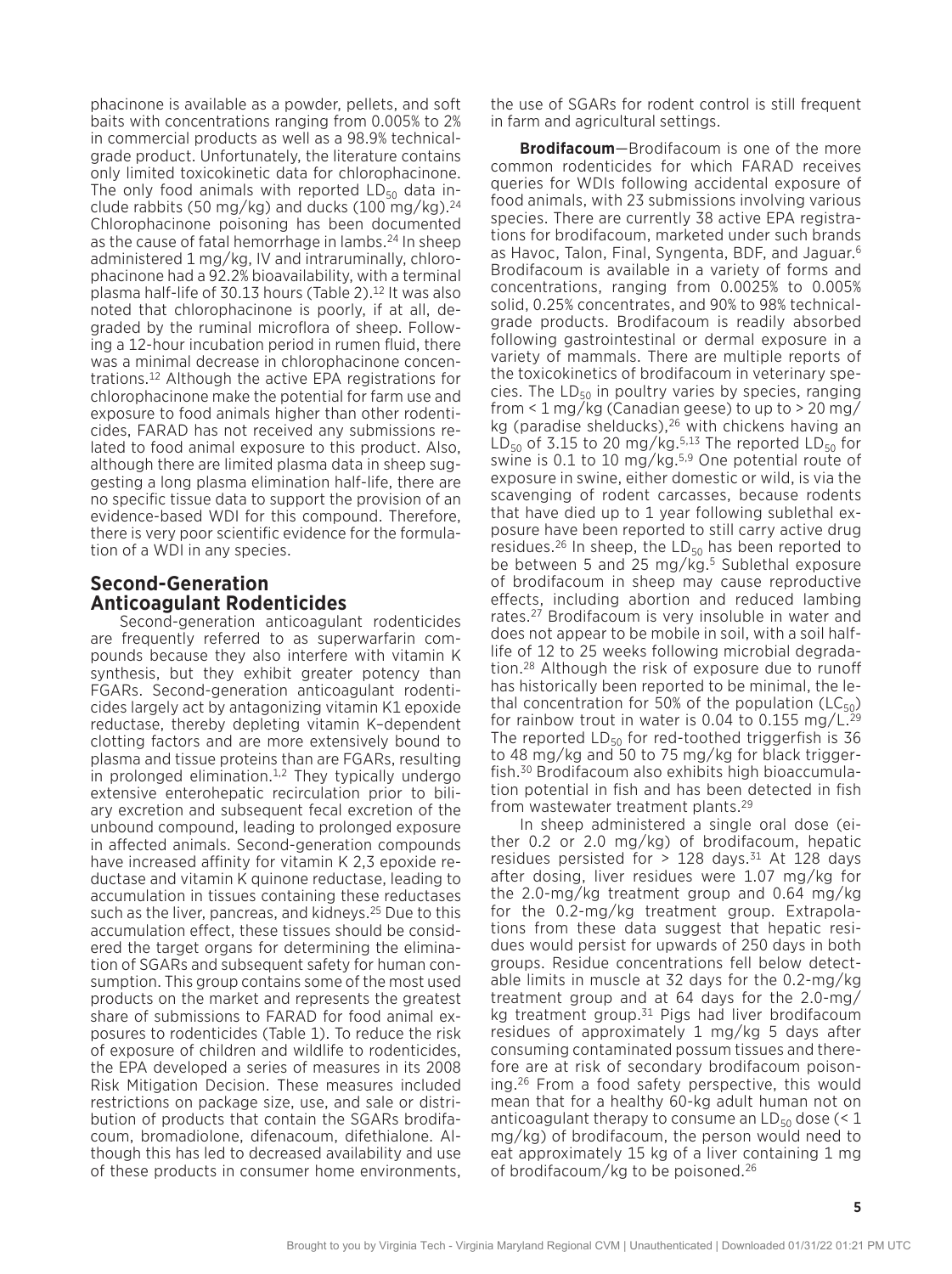phacinone is available as a powder, pellets, and soft baits with concentrations ranging from 0.005% to 2% in commercial products as well as a 98.9% technical-grade product. Unfortunately, the literature contains only limited toxicokinetic data for chlorophacinone. The only food animals with reported $LD_{50}$ data include rabbits (50 mg/kg) and ducks (100 mg/kg).[24] Chlorophacinone poisoning has been documented as the cause of fatal hemorrhage in lambs.[24] In sheep administered 1 mg/kg, IV and intraruminally, chlorophacinone had a 92.2% bioavailability, with a terminal plasma half-life of 30.13 hours (Table 2).[12] It was also noted that chlorophacinone is poorly, if at all, degraded by the ruminal microflora of sheep. Following a 12-hour incubation period in rumen fluid, there was a minimal decrease in chlorophacinone concentrations.[12] Although the active EPA registrations for chlorophacinone make the potential for farm use and exposure to food animals higher than other rodenticides, FARAD has not received any submissions related to food animal exposure to this product. Also, although there are limited plasma data in sheep suggesting a long plasma elimination half-life, there are no specific tissue data to support the provision of an evidence-based WDI for this compound. Therefore, there is very poor scientific evidence for the formulation of a WDI in any species.

## Second-Generation Anticoagulant Rodenticides

Second-generation anticoagulant rodenticides are frequently referred to as superwarfarin compounds because they also interfere with vitamin K synthesis, but they exhibit greater potency than FGARs. Second-generation anticoagulant rodenticides largely act by antagonizing vitamin K1 epoxide reductase, thereby depleting vitamin K–dependent clotting factors and are more extensively bound to plasma and tissue proteins than are FGARs, resulting in prolonged elimination.[1,2] They typically undergo extensive enterohepatic recirculation prior to biliary excretion and subsequent fecal excretion of the unbound compound, leading to prolonged exposure in affected animals. Second-generation compounds have increased affinity for vitamin K 2,3 epoxide reductase and vitamin K quinone reductase, leading to accumulation in tissues containing these reductases such as the liver, pancreas, and kidneys.[25] Due to this accumulation effect, these tissues should be considered the target organs for determining the elimination of SGARs and subsequent safety for human consumption. This group contains some of the most used products on the market and represents the greatest share of submissions to FARAD for food animal exposures to rodenticides (Table 1). To reduce the risk of exposure of children and wildlife to rodenticides, the EPA developed a series of measures in its 2008 Risk Mitigation Decision. These measures included restrictions on package size, use, and sale or distribution of products that contain the SGARs brodifacoum, bromadiolone, difenacoum, difethialone. Although this has led to decreased availability and use of these products in consumer home environments, the use of SGARs for rodent control is still frequent in farm and agricultural settings.

**Brodifacoum**—Brodifacoum is one of the more common rodenticides for which FARAD receives queries for WDIs following accidental exposure of food animals, with 23 submissions involving various species. There are currently 38 active EPA registrations for brodifacoum, marketed under such brands as Havoc, Talon, Final, Syngenta, BDF, and Jaguar.[6] Brodifacoum is available in a variety of forms and concentrations, ranging from 0.0025% to 0.005% solid, 0.25% concentrates, and 90% to 98% technical-grade products. Brodifacoum is readily absorbed following gastrointestinal or dermal exposure in a variety of mammals. There are multiple reports of the toxicokinetics of brodifacoum in veterinary species. The $LD_{50}$ in poultry varies by species, ranging from < 1 mg/kg (Canadian geese) to up to > 20 mg/kg (paradise shelducks),[26] with chickens having an $LD_{50}$ of 3.15 to 20 mg/kg.[5,13] The reported $LD_{50}$ for swine is 0.1 to 10 mg/kg.[5,9] One potential route of exposure in swine, either domestic or wild, is via the scavenging of rodent carcasses, because rodents that have died up to 1 year following sublethal exposure have been reported to still carry active drug residues.[26] In sheep, the $LD_{50}$ has been reported to be between 5 and 25 mg/kg.[5] Sublethal exposure of brodifacoum in sheep may cause reproductive effects, including abortion and reduced lambing rates.[27] Brodifacoum is very insoluble in water and does not appear to be mobile in soil, with a soil half-life of 12 to 25 weeks following microbial degradation.[28] Although the risk of exposure due to runoff has historically been reported to be minimal, the lethal concentration for 50% of the population ($LC_{50}$) for rainbow trout in water is 0.04 to 0.155 mg/L.[29] The reported $LD_{50}$ for red-toothed triggerfish is 36 to 48 mg/kg and 50 to 75 mg/kg for black triggerfish.[30] Brodifacoum also exhibits high bioaccumulation potential in fish and has been detected in fish from wastewater treatment plants.[29]

In sheep administered a single oral dose (either 0.2 or 2.0 mg/kg) of brodifacoum, hepatic residues persisted for > 128 days.[31] At 128 days after dosing, liver residues were 1.07 mg/kg for the 2.0-mg/kg treatment group and 0.64 mg/kg for the 0.2-mg/kg treatment group. Extrapolations from these data suggest that hepatic residues would persist for upwards of 250 days in both groups. Residue concentrations fell below detectable limits in muscle at 32 days for the 0.2-mg/kg treatment group and at 64 days for the 2.0-mg/kg treatment group.[31] Pigs had liver brodifacoum residues of approximately 1 mg/kg 5 days after consuming contaminated possum tissues and therefore are at risk of secondary brodifacoum poisoning.[26] From a food safety perspective, this would mean that for a healthy 60-kg adult human not on anticoagulant therapy to consume an $LD_{50}$ dose (< 1 mg/kg) of brodifacoum, the person would need to eat approximately 15 kg of a liver containing 1 mg of brodifacoum/kg to be poisoned.[26]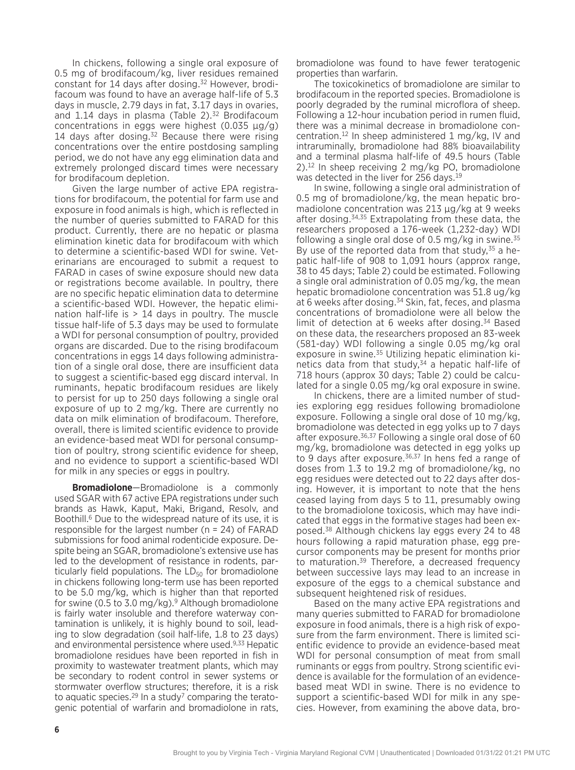In chickens, following a single oral exposure of 0.5 mg of brodifacoum/kg, liver residues remained constant for 14 days after dosing.[32] However, brodifacoum was found to have an average half-life of 5.3 days in muscle, 2.79 days in fat, 3.17 days in ovaries, and 1.14 days in plasma (Table 2).[32] Brodifacoum concentrations in eggs were highest (0.035 µg/g) 14 days after dosing.[32] Because there were rising concentrations over the entire postdosing sampling period, we do not have any egg elimination data and extremely prolonged discard times were necessary for brodifacoum depletion.

Given the large number of active EPA registrations for brodifacoum, the potential for farm use and exposure in food animals is high, which is reflected in the number of queries submitted to FARAD for this product. Currently, there are no hepatic or plasma elimination kinetic data for brodifacoum with which to determine a scientific-based WDI for swine. Veterinarians are encouraged to submit a request to FARAD in cases of swine exposure should new data or registrations become available. In poultry, there are no specific hepatic elimination data to determine a scientific-based WDI. However, the hepatic elimination half-life is > 14 days in poultry. The muscle tissue half-life of 5.3 days may be used to formulate a WDI for personal consumption of poultry, provided organs are discarded. Due to the rising brodifacoum concentrations in eggs 14 days following administration of a single oral dose, there are insufficient data to suggest a scientific-based egg discard interval. In ruminants, hepatic brodifacoum residues are likely to persist for up to 250 days following a single oral exposure of up to 2 mg/kg. There are currently no data on milk elimination of brodifacoum. Therefore, overall, there is limited scientific evidence to provide an evidence-based meat WDI for personal consumption of poultry, strong scientific evidence for sheep, and no evidence to support a scientific-based WDI for milk in any species or eggs in poultry.

**Bromadiolone**—Bromadiolone is a commonly used SGAR with 67 active EPA registrations under such brands as Hawk, Kaput, Maki, Brigand, Resolv, and Boothill.[6] Due to the widespread nature of its use, it is responsible for the largest number (n = 24) of FARAD submissions for food animal rodenticide exposure. Despite being an SGAR, bromadiolone's extensive use has led to the development of resistance in rodents, particularly field populations. The $LD_{50}$ for bromadiolone in chickens following long-term use has been reported to be 5.0 mg/kg, which is higher than that reported for swine (0.5 to 3.0 mg/kg).[9] Although bromadiolone is fairly water insoluble and therefore waterway contamination is unlikely, it is highly bound to soil, leading to slow degradation (soil half-life, 1.8 to 23 days) and environmental persistence where used.[9,33] Hepatic bromadiolone residues have been reported in fish in proximity to wastewater treatment plants, which may be secondary to rodent control in sewer systems or stormwater overflow structures; therefore, it is a risk to aquatic species.[29] In a study[7] comparing the teratogenic potential of warfarin and bromadiolone in rats, bromadiolone was found to have fewer teratogenic properties than warfarin.

The toxicokinetics of bromadiolone are similar to brodifacoum in the reported species. Bromadiolone is poorly degraded by the ruminal microflora of sheep. Following a 12-hour incubation period in rumen fluid, there was a minimal decrease in bromadiolone concentration.[12] In sheep administered 1 mg/kg, IV and intraruminally, bromadiolone had 88% bioavailability and a terminal plasma half-life of 49.5 hours (Table 2).[12] In sheep receiving 2 mg/kg PO, bromadiolone was detected in the liver for 256 days.[19]

In swine, following a single oral administration of 0.5 mg of bromadiolone/kg, the mean hepatic bromadiolone concentration was 213 µg/kg at 9 weeks after dosing.[34,35] Extrapolating from these data, the researchers proposed a 176-week (1,232-day) WDI following a single oral dose of 0.5 mg/kg in swine.[35] By use of the reported data from that study,[35] a hepatic half-life of 908 to 1,091 hours (approx range, 38 to 45 days; Table 2) could be estimated. Following a single oral administration of 0.05 mg/kg, the mean hepatic bromadiolone concentration was 51.8 ug/kg at 6 weeks after dosing.[34] Skin, fat, feces, and plasma concentrations of bromadiolone were all below the limit of detection at 6 weeks after dosing.[34] Based on these data, the researchers proposed an 83-week (581-day) WDI following a single 0.05 mg/kg oral exposure in swine.[35] Utilizing hepatic elimination kinetics data from that study,[34] a hepatic half-life of 718 hours (approx 30 days; Table 2) could be calculated for a single 0.05 mg/kg oral exposure in swine.

In chickens, there are a limited number of studies exploring egg residues following bromadiolone exposure. Following a single oral dose of 10 mg/kg, bromadiolone was detected in egg yolks up to 7 days after exposure.[36,37] Following a single oral dose of 60 mg/kg, bromadiolone was detected in egg yolks up to 9 days after exposure.[36,37] In hens fed a range of doses from 1.3 to 19.2 mg of bromadiolone/kg, no egg residues were detected out to 22 days after dosing. However, it is important to note that the hens ceased laying from days 5 to 11, presumably owing to the bromadiolone toxicosis, which may have indicated that eggs in the formative stages had been exposed.[38] Although chickens lay eggs every 24 to 48 hours following a rapid maturation phase, egg precursor components may be present for months prior to maturation.[39] Therefore, a decreased frequency between successive lays may lead to an increase in exposure of the eggs to a chemical substance and subsequent heightened risk of residues.

Based on the many active EPA registrations and many queries submitted to FARAD for bromadiolone exposure in food animals, there is a high risk of exposure from the farm environment. There is limited scientific evidence to provide an evidence-based meat WDI for personal consumption of meat from small ruminants or eggs from poultry. Strong scientific evidence is available for the formulation of an evidence-based meat WDI in swine. There is no evidence to support a scientific-based WDI for milk in any species. However, from examining the above data, bro-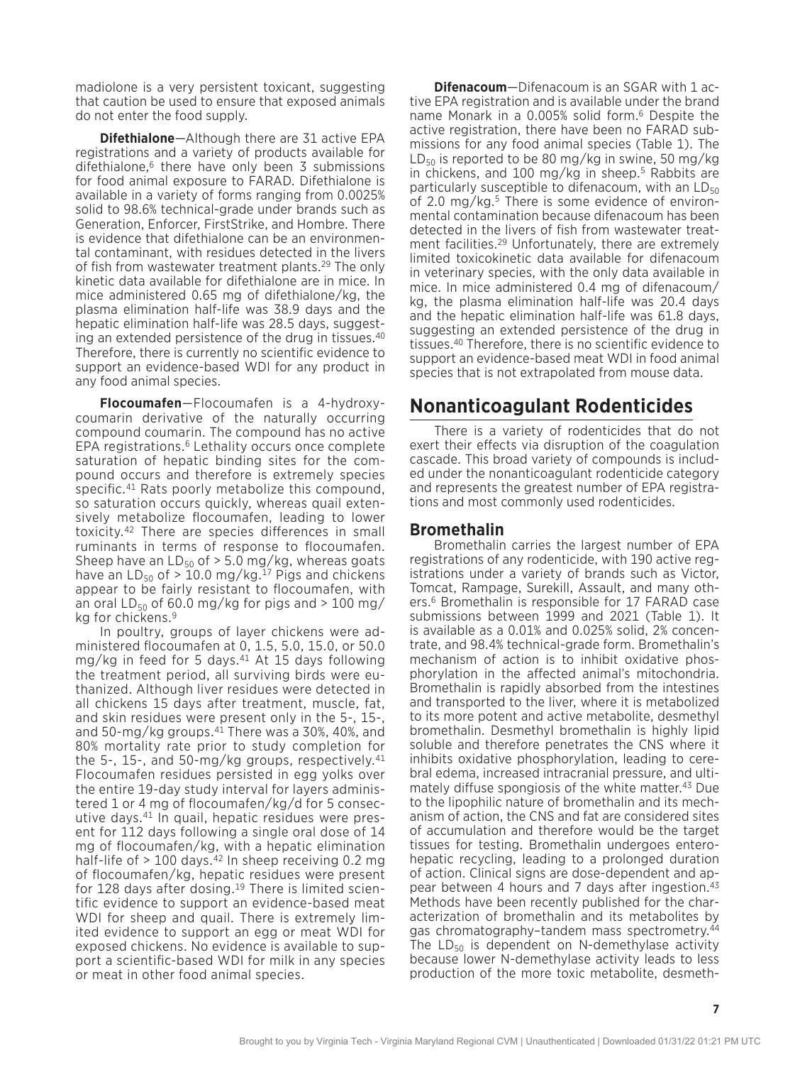madiolone is a very persistent toxicant, suggesting that caution be used to ensure that exposed animals do not enter the food supply.

**Difethialone**—Although there are 31 active EPA registrations and a variety of products available for difethialone,[6] there have only been 3 submissions for food animal exposure to FARAD. Difethialone is available in a variety of forms ranging from 0.0025% solid to 98.6% technical-grade under brands such as Generation, Enforcer, FirstStrike, and Hombre. There is evidence that difethialone can be an environmental contaminant, with residues detected in the livers of fish from wastewater treatment plants.[29] The only kinetic data available for difethialone are in mice. In mice administered 0.65 mg of difethialone/kg, the plasma elimination half-life was 38.9 days and the hepatic elimination half-life was 28.5 days, suggesting an extended persistence of the drug in tissues.[40] Therefore, there is currently no scientific evidence to support an evidence-based WDI for any product in any food animal species.

**Flocoumafen**—Flocoumafen is a 4-hydroxycoumarin derivative of the naturally occurring compound coumarin. The compound has no active EPA registrations.[6] Lethality occurs once complete saturation of hepatic binding sites for the compound occurs and therefore is extremely species specific.[41] Rats poorly metabolize this compound, so saturation occurs quickly, whereas quail extensively metabolize flocoumafen, leading to lower toxicity.[42] There are species differences in small ruminants in terms of response to flocoumafen. Sheep have an $LD_{50}$ of > 5.0 mg/kg, whereas goats have an $LD_{50}$ of > 10.0 mg/kg.[17] Pigs and chickens appear to be fairly resistant to flocoumafen, with an oral $LD_{50}$ of 60.0 mg/kg for pigs and > 100 mg/kg for chickens.[9]

In poultry, groups of layer chickens were administered flocoumafen at 0, 1.5, 5.0, 15.0, or 50.0 mg/kg in feed for 5 days.[41] At 15 days following the treatment period, all surviving birds were euthanized. Although liver residues were detected in all chickens 15 days after treatment, muscle, fat, and skin residues were present only in the 5-, 15-, and 50-mg/kg groups.[41] There was a 30%, 40%, and 80% mortality rate prior to study completion for the 5-, 15-, and 50-mg/kg groups, respectively.[41] Flocoumafen residues persisted in egg yolks over the entire 19-day study interval for layers administered 1 or 4 mg of flocoumafen/kg/d for 5 consecutive days.[41] In quail, hepatic residues were present for 112 days following a single oral dose of 14 mg of flocoumafen/kg, with a hepatic elimination half-life of > 100 days.[42] In sheep receiving 0.2 mg of flocoumafen/kg, hepatic residues were present for 128 days after dosing.[19] There is limited scientific evidence to support an evidence-based meat WDI for sheep and quail. There is extremely limited evidence to support an egg or meat WDI for exposed chickens. No evidence is available to support a scientific-based WDI for milk in any species or meat in other food animal species.

**Difenacoum**—Difenacoum is an SGAR with 1 active EPA registration and is available under the brand name Monark in a 0.005% solid form.[6] Despite the active registration, there have been no FARAD submissions for any food animal species (Table 1). The $LD_{50}$ is reported to be 80 mg/kg in swine, 50 mg/kg in chickens, and 100 mg/kg in sheep.[5] Rabbits are particularly susceptible to difenacoum, with an $LD_{50}$ of 2.0 mg/kg.[5] There is some evidence of environmental contamination because difenacoum has been detected in the livers of fish from wastewater treatment facilities.[29] Unfortunately, there are extremely limited toxicokinetic data available for difenacoum in veterinary species, with the only data available in mice. In mice administered 0.4 mg of difenacoum/kg, the plasma elimination half-life was 20.4 days and the hepatic elimination half-life was 61.8 days, suggesting an extended persistence of the drug in tissues.[40] Therefore, there is no scientific evidence to support an evidence-based meat WDI in food animal species that is not extrapolated from mouse data.

## Nonanticoagulant Rodenticides

There is a variety of rodenticides that do not exert their effects via disruption of the coagulation cascade. This broad variety of compounds is included under the nonanticoagulant rodenticide category and represents the greatest number of EPA registrations and most commonly used rodenticides.

### Bromethalin

Bromethalin carries the largest number of EPA registrations of any rodenticide, with 190 active registrations under a variety of brands such as Victor, Tomcat, Rampage, Surekill, Assault, and many others.[6] Bromethalin is responsible for 17 FARAD case submissions between 1999 and 2021 (Table 1). It is available as a 0.01% and 0.025% solid, 2% concentrate, and 98.4% technical-grade form. Bromethalin's mechanism of action is to inhibit oxidative phosphorylation in the affected animal's mitochondria. Bromethalin is rapidly absorbed from the intestines and transported to the liver, where it is metabolized to its more potent and active metabolite, desmethyl bromethalin. Desmethyl bromethalin is highly lipid soluble and therefore penetrates the CNS where it inhibits oxidative phosphorylation, leading to cerebral edema, increased intracranial pressure, and ultimately diffuse spongiosis of the white matter.[43] Due to the lipophilic nature of bromethalin and its mechanism of action, the CNS and fat are considered sites of accumulation and therefore would be the target tissues for testing. Bromethalin undergoes enterohepatic recycling, leading to a prolonged duration of action. Clinical signs are dose-dependent and appear between 4 hours and 7 days after ingestion.[43] Methods have been recently published for the characterization of bromethalin and its metabolites by gas chromatography–tandem mass spectrometry.[44] The $LD_{50}$ is dependent on N-demethylase activity because lower N-demethylase activity leads to less production of the more toxic metabolite, desmeth-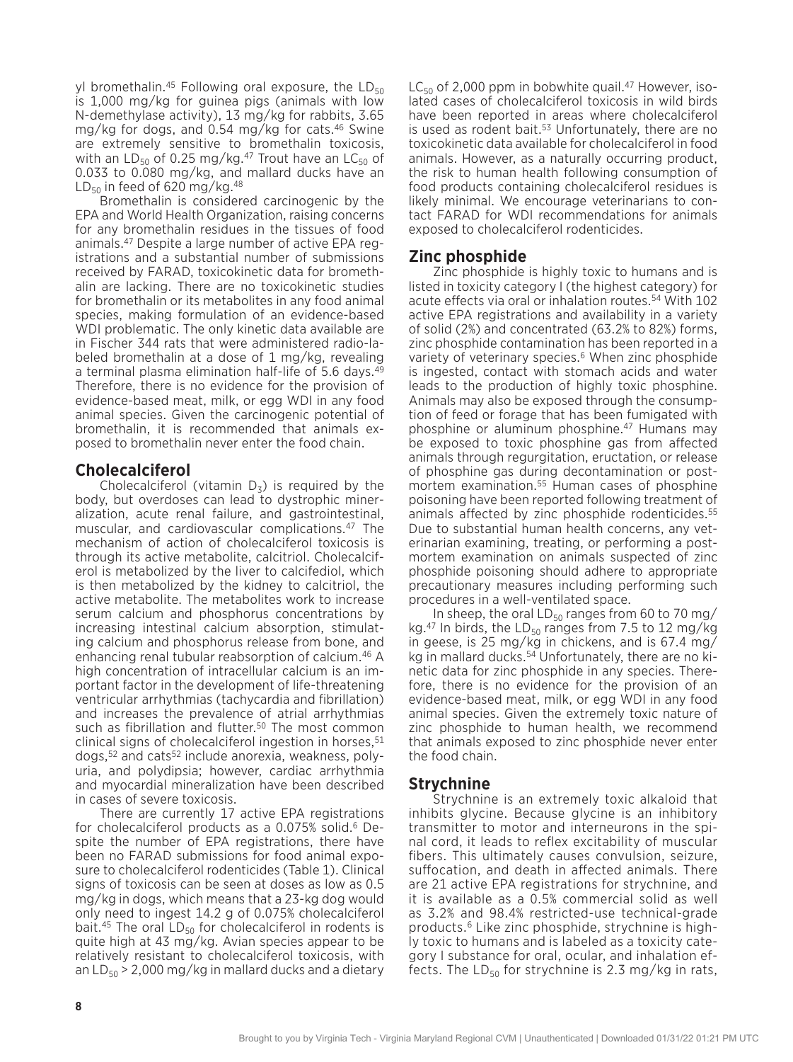yl bromethalin.[45] Following oral exposure, the $LD_{50}$ is 1,000 mg/kg for guinea pigs (animals with low N-demethylase activity), 13 mg/kg for rabbits, 3.65 mg/kg for dogs, and 0.54 mg/kg for cats.[46] Swine are extremely sensitive to bromethalin toxicosis, with an $LD_{50}$ of 0.25 mg/kg.[47] Trout have an $LC_{50}$ of 0.033 to 0.080 mg/kg, and mallard ducks have an $LD_{50}$ in feed of 620 mg/kg.[48]

Bromethalin is considered carcinogenic by the EPA and World Health Organization, raising concerns for any bromethalin residues in the tissues of food animals.[47] Despite a large number of active EPA registrations and a substantial number of submissions received by FARAD, toxicokinetic data for bromethalin are lacking. There are no toxicokinetic studies for bromethalin or its metabolites in any food animal species, making formulation of an evidence-based WDI problematic. The only kinetic data available are in Fischer 344 rats that were administered radio-labeled bromethalin at a dose of 1 mg/kg, revealing a terminal plasma elimination half-life of 5.6 days.[49] Therefore, there is no evidence for the provision of evidence-based meat, milk, or egg WDI in any food animal species. Given the carcinogenic potential of bromethalin, it is recommended that animals exposed to bromethalin never enter the food chain.

## Cholecalciferol

Cholecalciferol (vitamin $D_3$) is required by the body, but overdoses can lead to dystrophic mineralization, acute renal failure, and gastrointestinal, muscular, and cardiovascular complications.[47] The mechanism of action of cholecalciferol toxicosis is through its active metabolite, calcitriol. Cholecalciferol is metabolized by the liver to calcifediol, which is then metabolized by the kidney to calcitriol, the active metabolite. The metabolites work to increase serum calcium and phosphorus concentrations by increasing intestinal calcium absorption, stimulating calcium and phosphorus release from bone, and enhancing renal tubular reabsorption of calcium.[46] A high concentration of intracellular calcium is an important factor in the development of life-threatening ventricular arrhythmias (tachycardia and fibrillation) and increases the prevalence of atrial arrhythmias such as fibrillation and flutter.[50] The most common clinical signs of cholecalciferol ingestion in horses,[51] dogs,[52] and cats[52] include anorexia, weakness, polyuria, and polydipsia; however, cardiac arrhythmia and myocardial mineralization have been described in cases of severe toxicosis.

There are currently 17 active EPA registrations for cholecalciferol products as a 0.075% solid.[6] Despite the number of EPA registrations, there have been no FARAD submissions for food animal exposure to cholecalciferol rodenticides (Table 1). Clinical signs of toxicosis can be seen at doses as low as 0.5 mg/kg in dogs, which means that a 23-kg dog would only need to ingest 14.2 g of 0.075% cholecalciferol bait.[45] The oral $LD_{50}$ for cholecalciferol in rodents is quite high at 43 mg/kg. Avian species appear to be relatively resistant to cholecalciferol toxicosis, with an $LD_{50}$ > 2,000 mg/kg in mallard ducks and a dietary $LC_{50}$ of 2,000 ppm in bobwhite quail.[47] However, isolated cases of cholecalciferol toxicosis in wild birds have been reported in areas where cholecalciferol is used as rodent bait.[53] Unfortunately, there are no toxicokinetic data available for cholecalciferol in food animals. However, as a naturally occurring product, the risk to human health following consumption of food products containing cholecalciferol residues is likely minimal. We encourage veterinarians to contact FARAD for WDI recommendations for animals exposed to cholecalciferol rodenticides.

## Zinc phosphide

Zinc phosphide is highly toxic to humans and is listed in toxicity category I (the highest category) for acute effects via oral or inhalation routes.[54] With 102 active EPA registrations and availability in a variety of solid (2%) and concentrated (63.2% to 82%) forms, zinc phosphide contamination has been reported in a variety of veterinary species.[6] When zinc phosphide is ingested, contact with stomach acids and water leads to the production of highly toxic phosphine. Animals may also be exposed through the consumption of feed or forage that has been fumigated with phosphine or aluminum phosphine.[47] Humans may be exposed to toxic phosphine gas from affected animals through regurgitation, eructation, or release of phosphine gas during decontamination or postmortem examination.[55] Human cases of phosphine poisoning have been reported following treatment of animals affected by zinc phosphide rodenticides.[55] Due to substantial human health concerns, any veterinarian examining, treating, or performing a postmortem examination on animals suspected of zinc phosphide poisoning should adhere to appropriate precautionary measures including performing such procedures in a well-ventilated space.

In sheep, the oral $LD_{50}$ ranges from 60 to 70 mg/kg.[47] In birds, the $LD_{50}$ ranges from 7.5 to 12 mg/kg in geese, is 25 mg/kg in chickens, and is 67.4 mg/kg in mallard ducks.[54] Unfortunately, there are no kinetic data for zinc phosphide in any species. Therefore, there is no evidence for the provision of an evidence-based meat, milk, or egg WDI in any food animal species. Given the extremely toxic nature of zinc phosphide to human health, we recommend that animals exposed to zinc phosphide never enter the food chain.

## Strychnine

Strychnine is an extremely toxic alkaloid that inhibits glycine. Because glycine is an inhibitory transmitter to motor and interneurons in the spinal cord, it leads to reflex excitability of muscular fibers. This ultimately causes convulsion, seizure, suffocation, and death in affected animals. There are 21 active EPA registrations for strychnine, and it is available as a 0.5% commercial solid as well as 3.2% and 98.4% restricted-use technical-grade products.[6] Like zinc phosphide, strychnine is highly toxic to humans and is labeled as a toxicity category I substance for oral, ocular, and inhalation effects. The $LD_{50}$ for strychnine is 2.3 mg/kg in rats,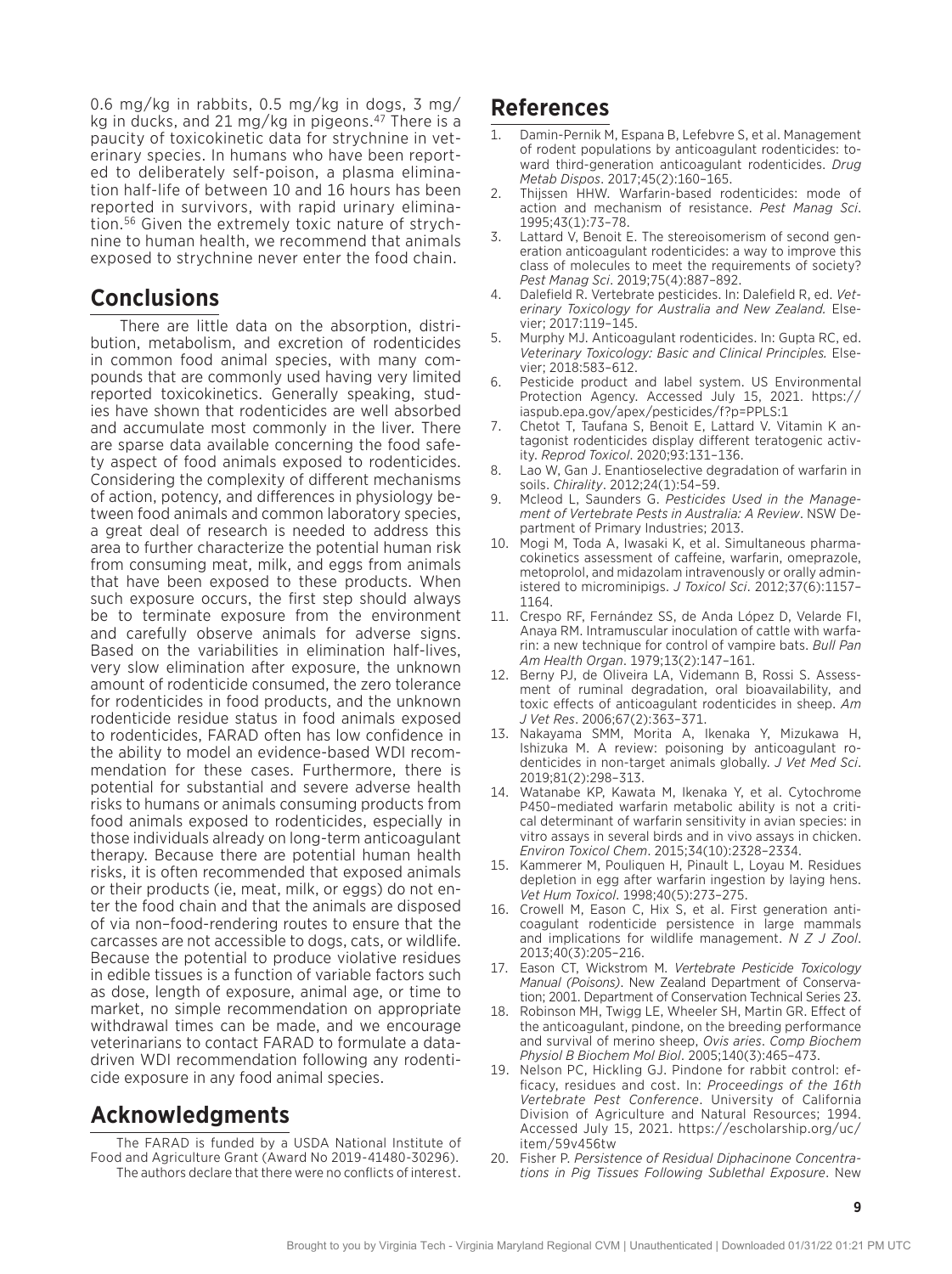0.6 mg/kg in rabbits, 0.5 mg/kg in dogs, 3 mg/kg in ducks, and 21 mg/kg in pigeons.[47] There is a paucity of toxicokinetic data for strychnine in veterinary species. In humans who have been reported to deliberately self-poison, a plasma elimination half-life of between 10 and 16 hours has been reported in survivors, with rapid urinary elimination.[56] Given the extremely toxic nature of strychnine to human health, we recommend that animals exposed to strychnine never enter the food chain.

## Conclusions

There are little data on the absorption, distribution, metabolism, and excretion of rodenticides in common food animal species, with many compounds that are commonly used having very limited reported toxicokinetics. Generally speaking, studies have shown that rodenticides are well absorbed and accumulate most commonly in the liver. There are sparse data available concerning the food safety aspect of food animals exposed to rodenticides. Considering the complexity of different mechanisms of action, potency, and differences in physiology between food animals and common laboratory species, a great deal of research is needed to address this area to further characterize the potential human risk from consuming meat, milk, and eggs from animals that have been exposed to these products. When such exposure occurs, the first step should always be to terminate exposure from the environment and carefully observe animals for adverse signs. Based on the variabilities in elimination half-lives, very slow elimination after exposure, the unknown amount of rodenticide consumed, the zero tolerance for rodenticides in food products, and the unknown rodenticide residue status in food animals exposed to rodenticides, FARAD often has low confidence in the ability to model an evidence-based WDI recommendation for these cases. Furthermore, there is potential for substantial and severe adverse health risks to humans or animals consuming products from food animals exposed to rodenticides, especially in those individuals already on long-term anticoagulant therapy. Because there are potential human health risks, it is often recommended that exposed animals or their products (ie, meat, milk, or eggs) do not enter the food chain and that the animals are disposed of via non–food-rendering routes to ensure that the carcasses are not accessible to dogs, cats, or wildlife. Because the potential to produce violative residues in edible tissues is a function of variable factors such as dose, length of exposure, animal age, or time to market, no simple recommendation on appropriate withdrawal times can be made, and we encourage veterinarians to contact FARAD to formulate a data-driven WDI recommendation following any rodenticide exposure in any food animal species.

## Acknowledgments

The FARAD is funded by a USDA National Institute of Food and Agriculture Grant (Award No 2019-41480-30296).

The authors declare that there were no conflicts of interest.

## References

1. Damin-Pernik M, Espana B, Lefebvre S, et al. Management of rodent populations by anticoagulant rodenticides: toward third-generation anticoagulant rodenticides. *Drug Metab Dispos*. 2017;45(2):160–165.
2. Thijssen HHW. Warfarin-based rodenticides: mode of action and mechanism of resistance. *Pest Manag Sci*. 1995;43(1):73–78.
3. Lattard V, Benoit E. The stereoisomerism of second generation anticoagulant rodenticides: a way to improve this class of molecules to meet the requirements of society? *Pest Manag Sci*. 2019;75(4):887–892.
4. Dalefield R. Vertebrate pesticides. In: Dalefield R, ed. *Veterinary Toxicology for Australia and New Zealand.* Elsevier; 2017:119–145.
5. Murphy MJ. Anticoagulant rodenticides. In: Gupta RC, ed. *Veterinary Toxicology: Basic and Clinical Principles.* Elsevier; 2018:583–612.
6. Pesticide product and label system. US Environmental Protection Agency. Accessed July 15, 2021. https://iaspub.epa.gov/apex/pesticides/f?p=PPLS:1
7. Chetot T, Taufana S, Benoit E, Lattard V. Vitamin K antagonist rodenticides display different teratogenic activity. *Reprod Toxicol*. 2020;93:131–136.
8. Lao W, Gan J. Enantioselective degradation of warfarin in soils. *Chirality*. 2012;24(1):54–59.
9. Mcleod L, Saunders G. *Pesticides Used in the Management of Vertebrate Pests in Australia: A Review*. NSW Department of Primary Industries; 2013.
10. Mogi M, Toda A, Iwasaki K, et al. Simultaneous pharmacokinetics assessment of caffeine, warfarin, omeprazole, metoprolol, and midazolam intravenously or orally administered to microminipigs. *J Toxicol Sci*. 2012;37(6):1157–1164.
11. Crespo RF, Fernández SS, de Anda López D, Velarde FI, Anaya RM. Intramuscular inoculation of cattle with warfarin: a new technique for control of vampire bats. *Bull Pan Am Health Organ*. 1979;13(2):147–161.
12. Berny PJ, de Oliveira LA, Videmann B, Rossi S. Assessment of ruminal degradation, oral bioavailability, and toxic effects of anticoagulant rodenticides in sheep. *Am J Vet Res*. 2006;67(2):363–371.
13. Nakayama SMM, Morita A, Ikenaka Y, Mizukawa H, Ishizuka M. A review: poisoning by anticoagulant rodenticides in non-target animals globally. *J Vet Med Sci*. 2019;81(2):298–313.
14. Watanabe KP, Kawata M, Ikenaka Y, et al. Cytochrome P450–mediated warfarin metabolic ability is not a critical determinant of warfarin sensitivity in avian species: in vitro assays in several birds and in vivo assays in chicken. *Environ Toxicol Chem*. 2015;34(10):2328–2334.
15. Kammerer M, Pouliquen H, Pinault L, Loyau M. Residues depletion in egg after warfarin ingestion by laying hens. *Vet Hum Toxicol*. 1998;40(5):273–275.
16. Crowell M, Eason C, Hix S, et al. First generation anticoagulant rodenticide persistence in large mammals and implications for wildlife management. *N Z J Zool*. 2013;40(3):205–216.
17. Eason CT, Wickstrom M. *Vertebrate Pesticide Toxicology Manual (Poisons)*. New Zealand Department of Conservation; 2001. Department of Conservation Technical Series 23.
18. Robinson MH, Twigg LE, Wheeler SH, Martin GR. Effect of the anticoagulant, pindone, on the breeding performance and survival of merino sheep, *Ovis aries*. *Comp Biochem Physiol B Biochem Mol Biol*. 2005;140(3):465–473.
19. Nelson PC, Hickling GJ. Pindone for rabbit control: efficacy, residues and cost. In: *Proceedings of the 16th Vertebrate Pest Conference*. University of California Division of Agriculture and Natural Resources; 1994. Accessed July 15, 2021. https://escholarship.org/uc/item/59v456tw
20. Fisher P. *Persistence of Residual Diphacinone Concentrations in Pig Tissues Following Sublethal Exposure*. New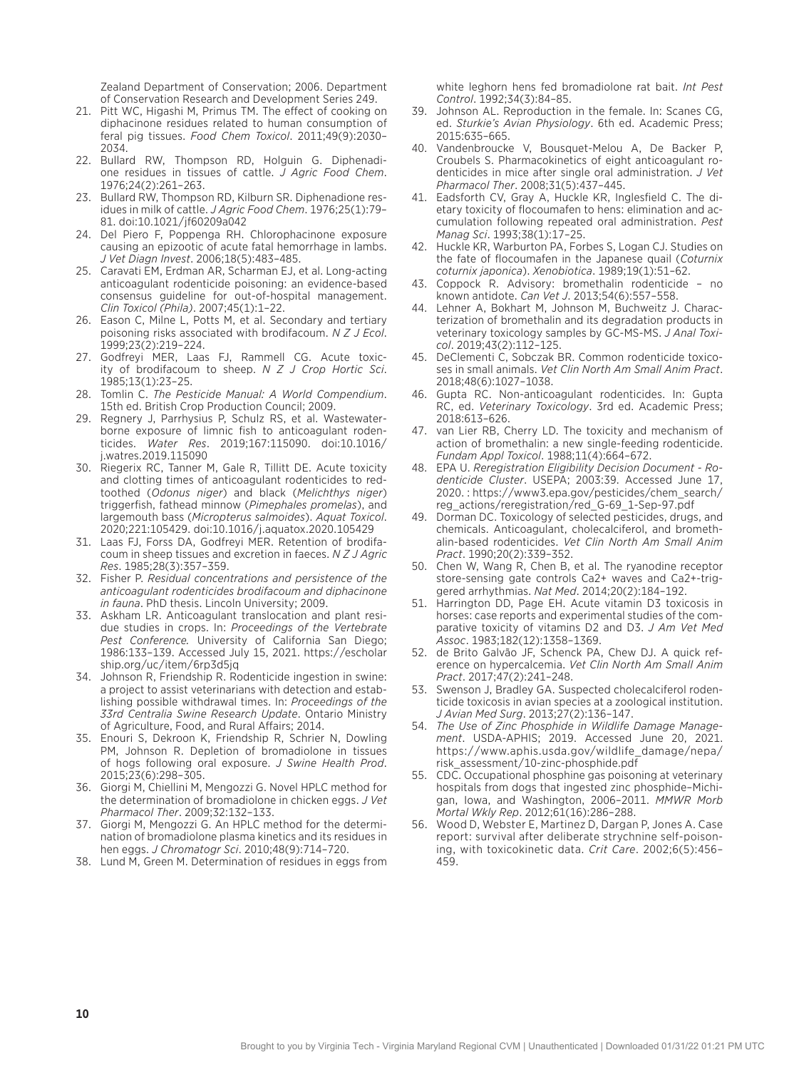Zealand Department of Conservation; 2006. Department of Conservation Research and Development Series 249.

21. Pitt WC, Higashi M, Primus TM. The effect of cooking on diphacinone residues related to human consumption of feral pig tissues. *Food Chem Toxicol*. 2011;49(9):2030–2034.
22. Bullard RW, Thompson RD, Holguin G. Diphenadione residues in tissues of cattle. *J Agric Food Chem*. 1976;24(2):261–263.
23. Bullard RW, Thompson RD, Kilburn SR. Diphenadione residues in milk of cattle. *J Agric Food Chem*. 1976;25(1):79–81. doi:10.1021/jf60209a042
24. Del Piero F, Poppenga RH. Chlorophacinone exposure causing an epizootic of acute fatal hemorrhage in lambs. *J Vet Diagn Invest*. 2006;18(5):483–485.
25. Caravati EM, Erdman AR, Scharman EJ, et al. Long-acting anticoagulant rodenticide poisoning: an evidence-based consensus guideline for out-of-hospital management. *Clin Toxicol (Phila)*. 2007;45(1):1–22.
26. Eason C, Milne L, Potts M, et al. Secondary and tertiary poisoning risks associated with brodifacoum. *N Z J Ecol*. 1999;23(2):219–224.
27. Godfreyi MER, Laas FJ, Rammell CG. Acute toxicity of brodifacoum to sheep. *N Z J Crop Hortic Sci*. 1985;13(1):23–25.
28. Tomlin C. *The Pesticide Manual: A World Compendium*. 15th ed. British Crop Production Council; 2009.
29. Regnery J, Parrhysius P, Schulz RS, et al. Wastewater-borne exposure of limnic fish to anticoagulant rodenticides. *Water Res*. 2019;167:115090. doi:10.1016/j.watres.2019.115090
30. Riegerix RC, Tanner M, Gale R, Tillitt DE. Acute toxicity and clotting times of anticoagulant rodenticides to red-toothed (*Odonus niger*) and black (*Melichthys niger*) triggerfish, fathead minnow (*Pimephales promelas*), and largemouth bass (*Micropterus salmoides*). *Aquat Toxicol*. 2020;221:105429. doi:10.1016/j.aquatox.2020.105429
31. Laas FJ, Forss DA, Godfreyi MER. Retention of brodifacoum in sheep tissues and excretion in faeces. *N Z J Agric Res*. 1985;28(3):357–359.
32. Fisher P. *Residual concentrations and persistence of the anticoagulant rodenticides brodifacoum and diphacinone in fauna*. PhD thesis. Lincoln University; 2009.
33. Askham LR. Anticoagulant translocation and plant residue studies in crops. In: *Proceedings of the Vertebrate Pest Conference.* University of California San Diego; 1986:133–139. Accessed July 15, 2021. https://escholarship.org/uc/item/6rp3d5jq
34. Johnson R, Friendship R. Rodenticide ingestion in swine: a project to assist veterinarians with detection and establishing possible withdrawal times. In: *Proceedings of the 33rd Centralia Swine Research Update*. Ontario Ministry of Agriculture, Food, and Rural Affairs; 2014.
35. Enouri S, Dekroon K, Friendship R, Schrier N, Dowling PM, Johnson R. Depletion of bromadiolone in tissues of hogs following oral exposure. *J Swine Health Prod*. 2015;23(6):298–305.
36. Giorgi M, Chiellini M, Mengozzi G. Novel HPLC method for the determination of bromadiolone in chicken eggs. *J Vet Pharmacol Ther*. 2009;32:132–133.
37. Giorgi M, Mengozzi G. An HPLC method for the determination of bromadiolone plasma kinetics and its residues in hen eggs. *J Chromatogr Sci*. 2010;48(9):714–720.
38. Lund M, Green M. Determination of residues in eggs from white leghorn hens fed bromadiolone rat bait. *Int Pest Control*. 1992;34(3):84–85.
39. Johnson AL. Reproduction in the female. In: Scanes CG, ed. *Sturkie's Avian Physiology*. 6th ed. Academic Press; 2015:635–665.
40. Vandenbroucke V, Bousquet-Melou A, De Backer P, Croubels S. Pharmacokinetics of eight anticoagulant rodenticides in mice after single oral administration. *J Vet Pharmacol Ther*. 2008;31(5):437–445.
41. Eadsforth CV, Gray A, Huckle KR, Inglesfield C. The dietary toxicity of flocoumafen to hens: elimination and accumulation following repeated oral administration. *Pest Manag Sci*. 1993;38(1):17–25.
42. Huckle KR, Warburton PA, Forbes S, Logan CJ. Studies on the fate of flocoumafen in the Japanese quail (*Coturnix coturnix japonica*). *Xenobiotica*. 1989;19(1):51–62.
43. Coppock R. Advisory: bromethalin rodenticide – no known antidote. *Can Vet J*. 2013;54(6):557–558.
44. Lehner A, Bokhart M, Johnson M, Buchweitz J. Characterization of bromethalin and its degradation products in veterinary toxicology samples by GC-MS-MS. *J Anal Toxicol*. 2019;43(2):112–125.
45. DeClementi C, Sobczak BR. Common rodenticide toxicoses in small animals. *Vet Clin North Am Small Anim Pract*. 2018;48(6):1027–1038.
46. Gupta RC. Non-anticoagulant rodenticides. In: Gupta RC, ed. *Veterinary Toxicology*. 3rd ed. Academic Press; 2018:613–626.
47. van Lier RB, Cherry LD. The toxicity and mechanism of action of bromethalin: a new single-feeding rodenticide. *Fundam Appl Toxicol*. 1988;11(4):664–672.
48. EPA U. *Reregistration Eligibility Decision Document - Rodenticide Cluster*. USEPA; 2003:39. Accessed June 17, 2020. : https://www3.epa.gov/pesticides/chem_search/reg_actions/reregistration/red_G-69_1-Sep-97.pdf
49. Dorman DC. Toxicology of selected pesticides, drugs, and chemicals. Anticoagulant, cholecalciferol, and bromethalin-based rodenticides. *Vet Clin North Am Small Anim Pract*. 1990;20(2):339–352.
50. Chen W, Wang R, Chen B, et al. The ryanodine receptor store-sensing gate controls Ca2+ waves and Ca2+-triggered arrhythmias. *Nat Med*. 2014;20(2):184–192.
51. Harrington DD, Page EH. Acute vitamin D3 toxicosis in horses: case reports and experimental studies of the comparative toxicity of vitamins D2 and D3. *J Am Vet Med Assoc*. 1983;182(12):1358–1369.
52. de Brito Galvão JF, Schenck PA, Chew DJ. A quick reference on hypercalcemia. *Vet Clin North Am Small Anim Pract*. 2017;47(2):241–248.
53. Swenson J, Bradley GA. Suspected cholecalciferol rodenticide toxicosis in avian species at a zoological institution. *J Avian Med Surg*. 2013;27(2):136–147.
54. *The Use of Zinc Phosphide in Wildlife Damage Management*. USDA-APHIS; 2019. Accessed June 20, 2021. https://www.aphis.usda.gov/wildlife_damage/nepa/risk_assessment/10-zinc-phosphide.pdf
55. CDC. Occupational phosphine gas poisoning at veterinary hospitals from dogs that ingested zinc phosphide–Michigan, Iowa, and Washington, 2006–2011. *MMWR Morb Mortal Wkly Rep*. 2012;61(16):286–288.
56. Wood D, Webster E, Martinez D, Dargan P, Jones A. Case report: survival after deliberate strychnine self-poisoning, with toxicokinetic data. *Crit Care*. 2002;6(5):456–459.